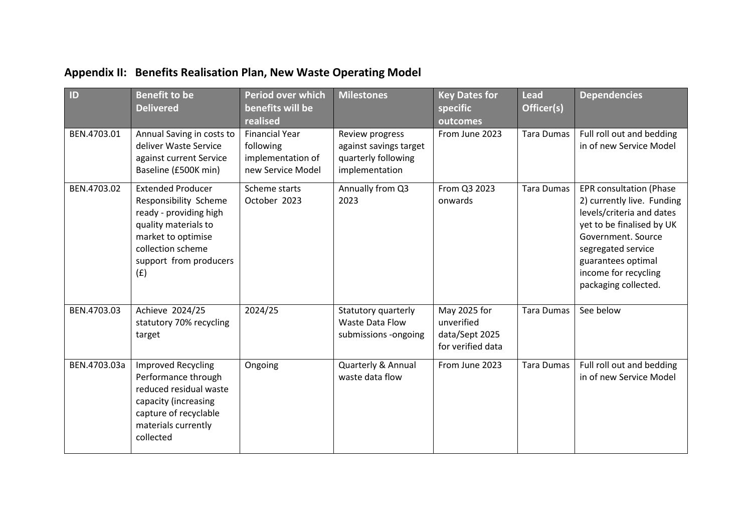## Appendix II: Benefits Realisation Plan, New Waste Operating Model

| ID | Benefit to be Delivered | Period over which benefits will be realised | Milestones | Key Dates for specific outcomes | Lead Officer(s) | Dependencies |
|---|---|---|---|---|---|---|
| BEN.4703.01 | Annual Saving in costs to deliver Waste Service against current Service Baseline (£500K min) | Financial Year following implementation of new Service Model | Review progress against savings target quarterly following implementation | From June 2023 | Tara Dumas | Full roll out and bedding in of new Service Model |
| BEN.4703.02 | Extended Producer Responsibility Scheme ready - providing high quality materials to market to optimise collection scheme support from producers (£) | Scheme starts October 2023 | Annually from Q3 2023 | From Q3 2023 onwards | Tara Dumas | EPR consultation (Phase 2) currently live. Funding levels/criteria and dates yet to be finalised by UK Government. Source segregated service guarantees optimal income for recycling packaging collected. |
| BEN.4703.03 | Achieve 2024/25 statutory 70% recycling target | 2024/25 | Statutory quarterly Waste Data Flow submissions -ongoing | May 2025 for unverified data/Sept 2025 for verified data | Tara Dumas | See below |
| BEN.4703.03a | Improved Recycling Performance through reduced residual waste capacity (increasing capture of recyclable materials currently collected | Ongoing | Quarterly & Annual waste data flow | From June 2023 | Tara Dumas | Full roll out and bedding in of new Service Model |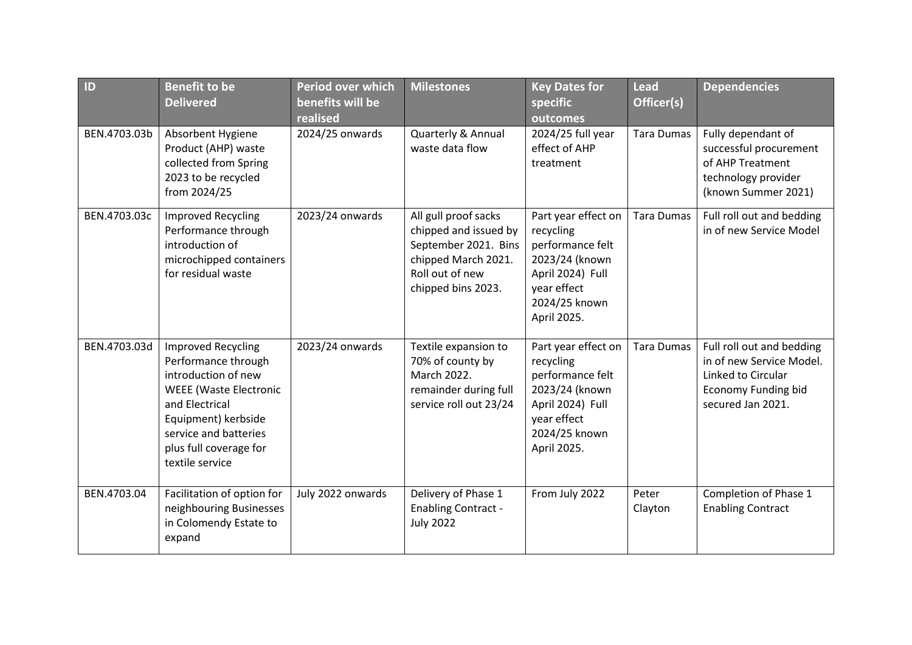| ID | Benefit to be Delivered | Period over which benefits will be realised | Milestones | Key Dates for specific outcomes | Lead Officer(s) | Dependencies |
|---|---|---|---|---|---|---|
| BEN.4703.03b | Absorbent Hygiene Product (AHP) waste collected from Spring 2023 to be recycled from 2024/25 | 2024/25 onwards | Quarterly & Annual waste data flow | 2024/25 full year effect of AHP treatment | Tara Dumas | Fully dependant of successful procurement of AHP Treatment technology provider (known Summer 2021) |
| BEN.4703.03c | Improved Recycling Performance through introduction of microchipped containers for residual waste | 2023/24 onwards | All gull proof sacks chipped and issued by September 2021. Bins chipped March 2021. Roll out of new chipped bins 2023. | Part year effect on recycling performance felt 2023/24 (known April 2024) Full year effect 2024/25 known April 2025. | Tara Dumas | Full roll out and bedding in of new Service Model |
| BEN.4703.03d | Improved Recycling Performance through introduction of new WEEE (Waste Electronic and Electrical Equipment) kerbside service and batteries plus full coverage for textile service | 2023/24 onwards | Textile expansion to 70% of county by March 2022. remainder during full service roll out 23/24 | Part year effect on recycling performance felt 2023/24 (known April 2024) Full year effect 2024/25 known April 2025. | Tara Dumas | Full roll out and bedding in of new Service Model. Linked to Circular Economy Funding bid secured Jan 2021. |
| BEN.4703.04 | Facilitation of option for neighbouring Businesses in Colomendy Estate to expand | July 2022 onwards | Delivery of Phase 1 Enabling Contract - July 2022 | From July 2022 | Peter Clayton | Completion of Phase 1 Enabling Contract |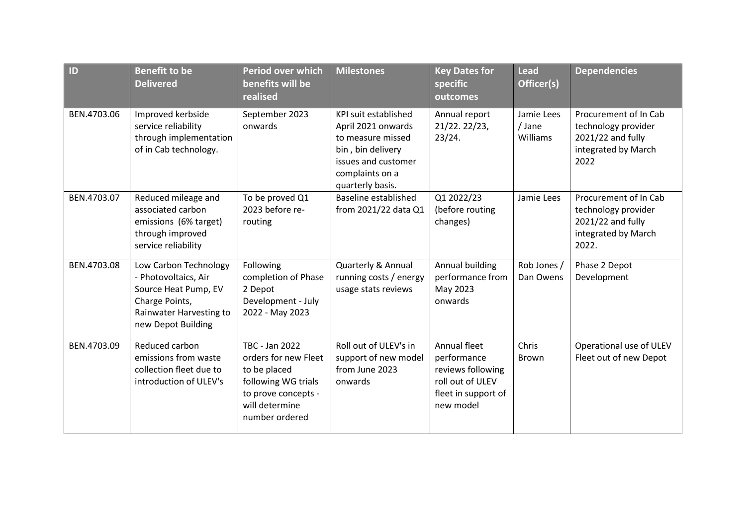| ID | Benefit to be Delivered | Period over which benefits will be realised | Milestones | Key Dates for specific outcomes | Lead Officer(s) | Dependencies |
|---|---|---|---|---|---|---|
| BEN.4703.06 | Improved kerbside service reliability through implementation of in Cab technology. | September 2023 onwards | KPI suit established April 2021 onwards to measure missed bin , bin delivery issues and customer complaints on a quarterly basis. | Annual report 21/22. 22/23, 23/24. | Jamie Lees / Jane Williams | Procurement of In Cab technology provider 2021/22 and fully integrated by March 2022 |
| BEN.4703.07 | Reduced mileage and associated carbon emissions (6% target) through improved service reliability | To be proved Q1 2023 before re-routing | Baseline established from 2021/22 data Q1 | Q1 2022/23 (before routing changes) | Jamie Lees | Procurement of In Cab technology provider 2021/22 and fully integrated by March 2022. |
| BEN.4703.08 | Low Carbon Technology - Photovoltaics, Air Source Heat Pump, EV Charge Points, Rainwater Harvesting to new Depot Building | Following completion of Phase 2 Depot Development - July 2022 - May 2023 | Quarterly & Annual running costs / energy usage stats reviews | Annual building performance from May 2023 onwards | Rob Jones / Dan Owens | Phase 2 Depot Development |
| BEN.4703.09 | Reduced carbon emissions from waste collection fleet due to introduction of ULEV's | TBC - Jan 2022 orders for new Fleet to be placed following WG trials to prove concepts - will determine number ordered | Roll out of ULEV's in support of new model from June 2023 onwards | Annual fleet performance reviews following roll out of ULEV fleet in support of new model | Chris Brown | Operational use of ULEV Fleet out of new Depot |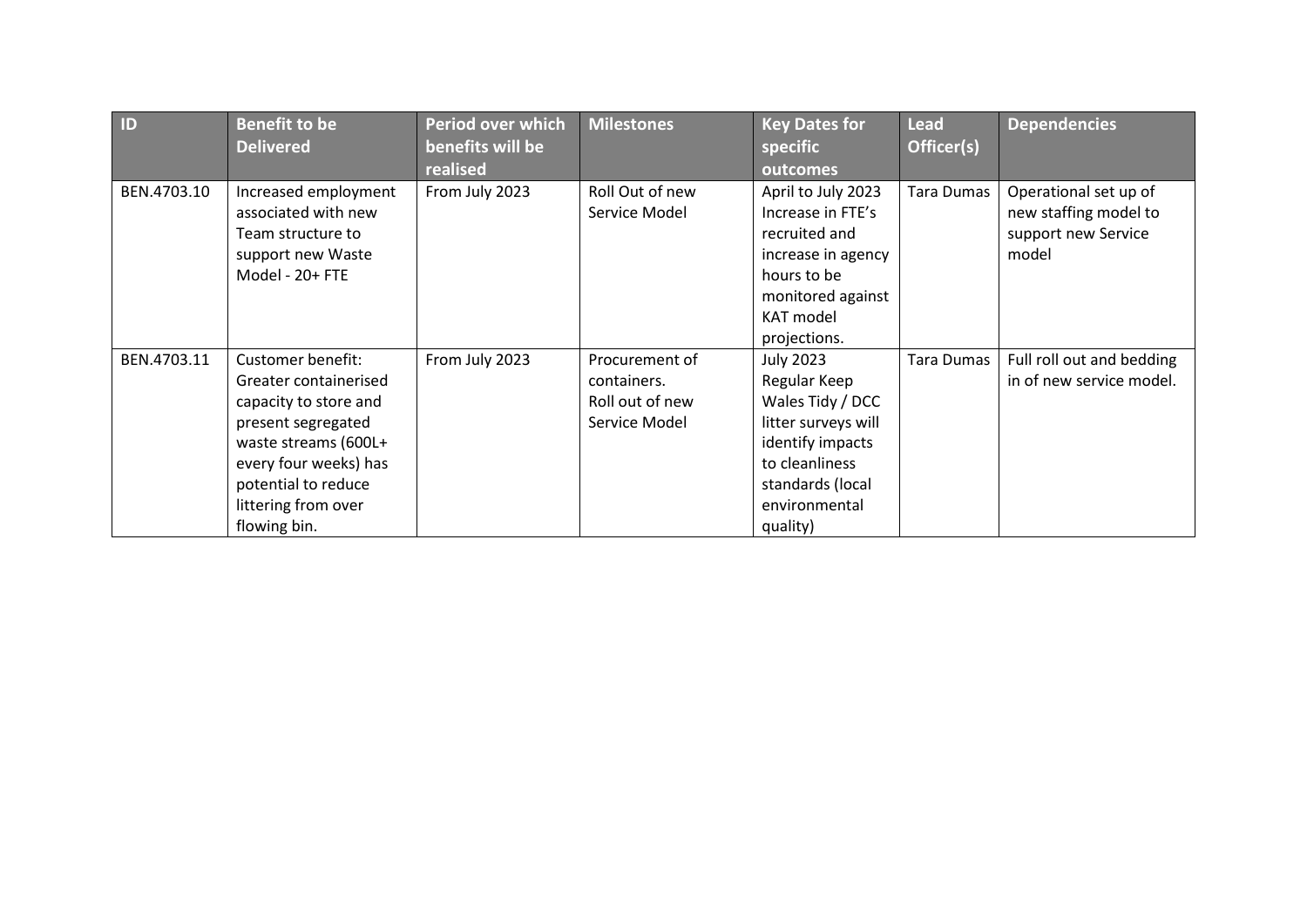| ID | Benefit to be Delivered | Period over which benefits will be realised | Milestones | Key Dates for specific outcomes | Lead Officer(s) | Dependencies |
|---|---|---|---|---|---|---|
| BEN.4703.10 | Increased employment associated with new Team structure to support new Waste Model - 20+ FTE | From July 2023 | Roll Out of new Service Model | April to July 2023 Increase in FTE's recruited and increase in agency hours to be monitored against KAT model projections. | Tara Dumas | Operational set up of new staffing model to support new Service model |
| BEN.4703.11 | Customer benefit: Greater containerised capacity to store and present segregated waste streams (600L+ every four weeks) has potential to reduce littering from over flowing bin. | From July 2023 | Procurement of containers. Roll out of new Service Model | July 2023 Regular Keep Wales Tidy / DCC litter surveys will identify impacts to cleanliness standards (local environmental quality) | Tara Dumas | Full roll out and bedding in of new service model. |